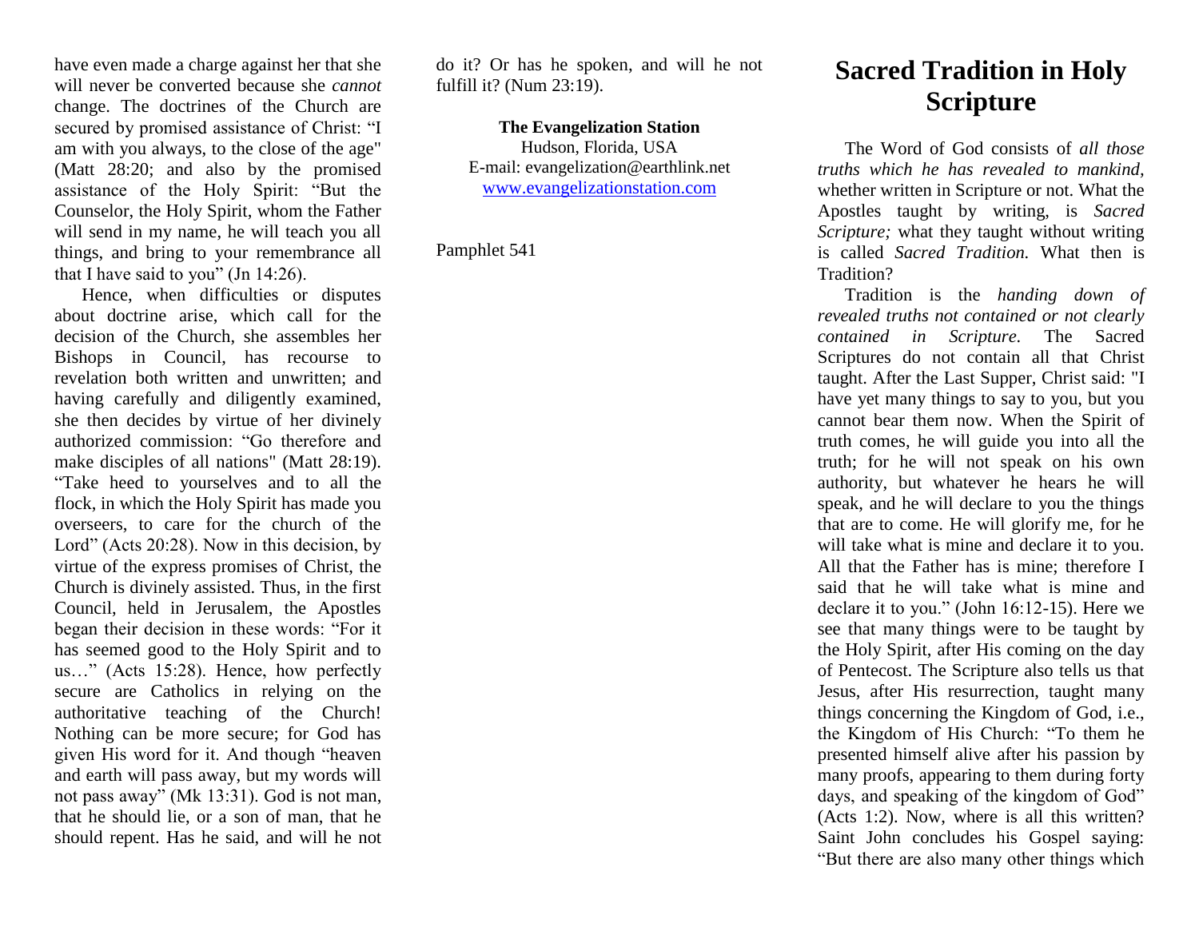have even made a charge against her that she will never be converted because she *cannot* change. The doctrines of the Church are secured by promised assistance of Christ: "I am with you always, to the close of the age" (Matt 28:20; and also by the promised assistance of the Holy Spirit: "But the Counselor, the Holy Spirit, whom the Father will send in my name, he will teach you all things, and bring to your remembrance all that I have said to you" (Jn 14:26).

Hence, when difficulties or disputes about doctrine arise, which call for the decision of the Church, she assembles her Bishops in Council, has recourse to revelation both written and unwritten; and having carefully and diligently examined, she then decides by virtue of her divinely authorized commission: "Go therefore and make disciples of all nations" (Matt 28:19). "Take heed to yourselves and to all the flock, in which the Holy Spirit has made you overseers, to care for the church of the Lord" (Acts 20:28). Now in this decision, by virtue of the express promises of Christ, the Church is divinely assisted. Thus, in the first Council, held in Jerusalem, the Apostles began their decision in these words: "For it has seemed good to the Holy Spirit and to us…" (Acts 15:28). Hence, how perfectly secure are Catholics in relying on the authoritative teaching of the Church! Nothing can be more secure; for God has given His word for it. And though "heaven and earth will pass away, but my words will not pass away" (Mk 13:31). God is not man, that he should lie, or a son of man, that he should repent. Has he said, and will he not do it? Or has he spoken, and will he not fulfill it? (Num 23:19).

**The Evangelization Station**
Hudson, Florida, USA
E-mail: evangelization@earthlink.net
www.evangelizationstation.com

Pamphlet 541

# Sacred Tradition in Holy Scripture

The Word of God consists of *all those truths which he has revealed to mankind,* whether written in Scripture or not. What the Apostles taught by writing, is *Sacred Scripture;* what they taught without writing is called *Sacred Tradition.* What then is Tradition?

Tradition is the *handing down of revealed truths not contained or not clearly contained in Scripture.* The Sacred Scriptures do not contain all that Christ taught. After the Last Supper, Christ said: "I have yet many things to say to you, but you cannot bear them now. When the Spirit of truth comes, he will guide you into all the truth; for he will not speak on his own authority, but whatever he hears he will speak, and he will declare to you the things that are to come. He will glorify me, for he will take what is mine and declare it to you. All that the Father has is mine; therefore I said that he will take what is mine and declare it to you." (John 16:12-15). Here we see that many things were to be taught by the Holy Spirit, after His coming on the day of Pentecost. The Scripture also tells us that Jesus, after His resurrection, taught many things concerning the Kingdom of God, i.e., the Kingdom of His Church: "To them he presented himself alive after his passion by many proofs, appearing to them during forty days, and speaking of the kingdom of God" (Acts 1:2). Now, where is all this written? Saint John concludes his Gospel saying: "But there are also many other things which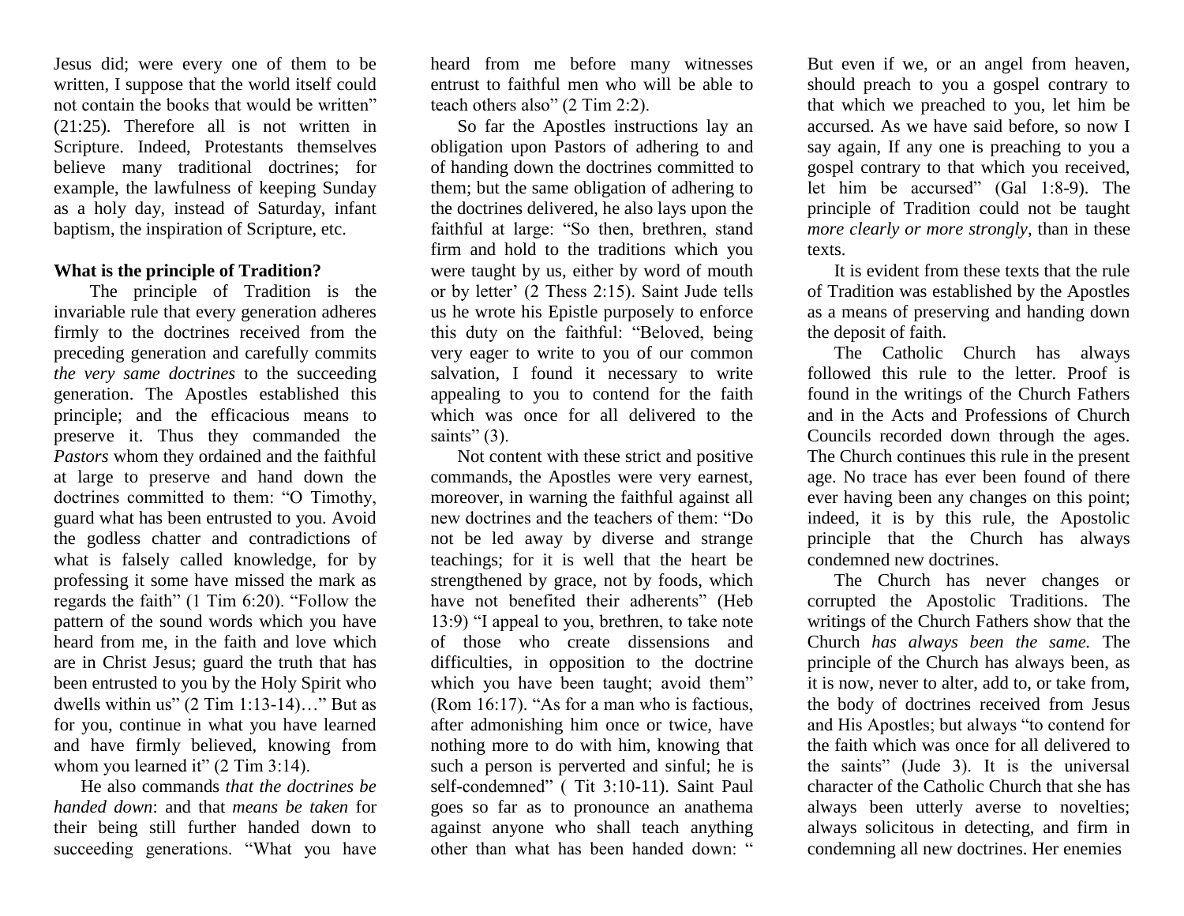Jesus did; were every one of them to be written, I suppose that the world itself could not contain the books that would be written" (21:25). Therefore all is not written in Scripture. Indeed, Protestants themselves believe many traditional doctrines; for example, the lawfulness of keeping Sunday as a holy day, instead of Saturday, infant baptism, the inspiration of Scripture, etc.

**What is the principle of Tradition?**

The principle of Tradition is the invariable rule that every generation adheres firmly to the doctrines received from the preceding generation and carefully commits *the very same doctrines* to the succeeding generation. The Apostles established this principle; and the efficacious means to preserve it. Thus they commanded the *Pastors* whom they ordained and the faithful at large to preserve and hand down the doctrines committed to them: "O Timothy, guard what has been entrusted to you. Avoid the godless chatter and contradictions of what is falsely called knowledge, for by professing it some have missed the mark as regards the faith" (1 Tim 6:20). "Follow the pattern of the sound words which you have heard from me, in the faith and love which are in Christ Jesus; guard the truth that has been entrusted to you by the Holy Spirit who dwells within us" (2 Tim 1:13-14)…" But as for you, continue in what you have learned and have firmly believed, knowing from whom you learned it" (2 Tim 3:14).

He also commands *that the doctrines be handed down*: and that *means be taken* for their being still further handed down to succeeding generations. "What you have heard from me before many witnesses entrust to faithful men who will be able to teach others also" (2 Tim 2:2).

So far the Apostles instructions lay an obligation upon Pastors of adhering to and of handing down the doctrines committed to them; but the same obligation of adhering to the doctrines delivered, he also lays upon the faithful at large: "So then, brethren, stand firm and hold to the traditions which you were taught by us, either by word of mouth or by letter' (2 Thess 2:15). Saint Jude tells us he wrote his Epistle purposely to enforce this duty on the faithful: "Beloved, being very eager to write to you of our common salvation, I found it necessary to write appealing to you to contend for the faith which was once for all delivered to the saints" (3).

Not content with these strict and positive commands, the Apostles were very earnest, moreover, in warning the faithful against all new doctrines and the teachers of them: "Do not be led away by diverse and strange teachings; for it is well that the heart be strengthened by grace, not by foods, which have not benefited their adherents" (Heb 13:9) "I appeal to you, brethren, to take note of those who create dissensions and difficulties, in opposition to the doctrine which you have been taught; avoid them" (Rom 16:17). "As for a man who is factious, after admonishing him once or twice, have nothing more to do with him, knowing that such a person is perverted and sinful; he is self-condemned" ( Tit 3:10-11). Saint Paul goes so far as to pronounce an anathema against anyone who shall teach anything other than what has been handed down: " But even if we, or an angel from heaven, should preach to you a gospel contrary to that which we preached to you, let him be accursed. As we have said before, so now I say again, If any one is preaching to you a gospel contrary to that which you received, let him be accursed" (Gal 1:8-9). The principle of Tradition could not be taught *more clearly or more strongly*, than in these texts.

It is evident from these texts that the rule of Tradition was established by the Apostles as a means of preserving and handing down the deposit of faith.

The Catholic Church has always followed this rule to the letter. Proof is found in the writings of the Church Fathers and in the Acts and Professions of Church Councils recorded down through the ages. The Church continues this rule in the present age. No trace has ever been found of there ever having been any changes on this point; indeed, it is by this rule, the Apostolic principle that the Church has always condemned new doctrines.

The Church has never changes or corrupted the Apostolic Traditions. The writings of the Church Fathers show that the Church *has always been the same.* The principle of the Church has always been, as it is now, never to alter, add to, or take from, the body of doctrines received from Jesus and His Apostles; but always "to contend for the faith which was once for all delivered to the saints" (Jude 3). It is the universal character of the Catholic Church that she has always been utterly averse to novelties; always solicitous in detecting, and firm in condemning all new doctrines. Her enemies